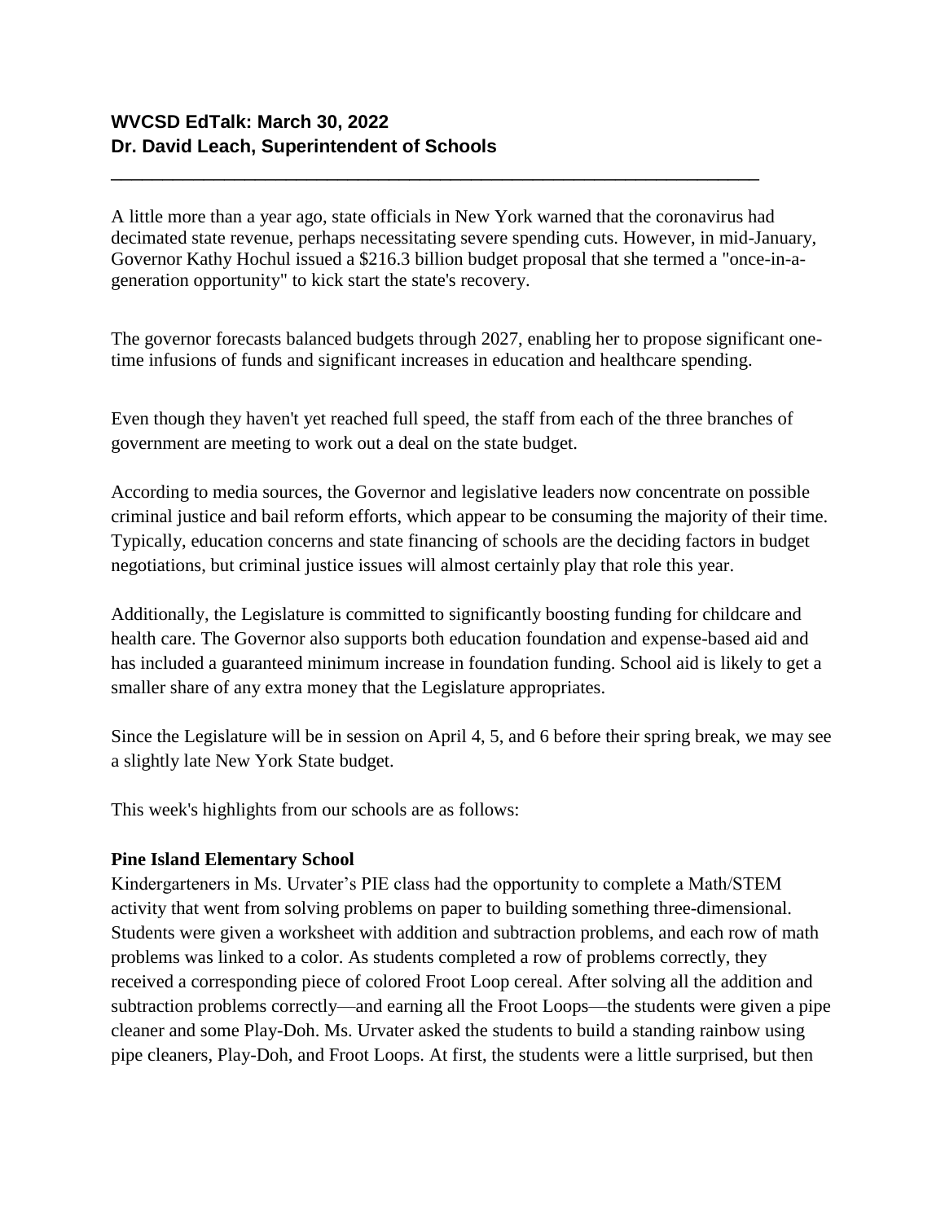**WVCSD EdTalk: March 30, 2022**
**Dr. David Leach, Superintendent of Schools**

---

A little more than a year ago, state officials in New York warned that the coronavirus had decimated state revenue, perhaps necessitating severe spending cuts. However, in mid-January, Governor Kathy Hochul issued a $216.3 billion budget proposal that she termed a "once-in-a-generation opportunity" to kick start the state's recovery.

The governor forecasts balanced budgets through 2027, enabling her to propose significant one-time infusions of funds and significant increases in education and healthcare spending.

Even though they haven't yet reached full speed, the staff from each of the three branches of government are meeting to work out a deal on the state budget.

According to media sources, the Governor and legislative leaders now concentrate on possible criminal justice and bail reform efforts, which appear to be consuming the majority of their time. Typically, education concerns and state financing of schools are the deciding factors in budget negotiations, but criminal justice issues will almost certainly play that role this year.

Additionally, the Legislature is committed to significantly boosting funding for childcare and health care. The Governor also supports both education foundation and expense-based aid and has included a guaranteed minimum increase in foundation funding. School aid is likely to get a smaller share of any extra money that the Legislature appropriates.

Since the Legislature will be in session on April 4, 5, and 6 before their spring break, we may see a slightly late New York State budget.

This week's highlights from our schools are as follows:

**Pine Island Elementary School**
Kindergarteners in Ms. Urvater's PIE class had the opportunity to complete a Math/STEM activity that went from solving problems on paper to building something three-dimensional. Students were given a worksheet with addition and subtraction problems, and each row of math problems was linked to a color. As students completed a row of problems correctly, they received a corresponding piece of colored Froot Loop cereal. After solving all the addition and subtraction problems correctly—and earning all the Froot Loops—the students were given a pipe cleaner and some Play-Doh. Ms. Urvater asked the students to build a standing rainbow using pipe cleaners, Play-Doh, and Froot Loops. At first, the students were a little surprised, but then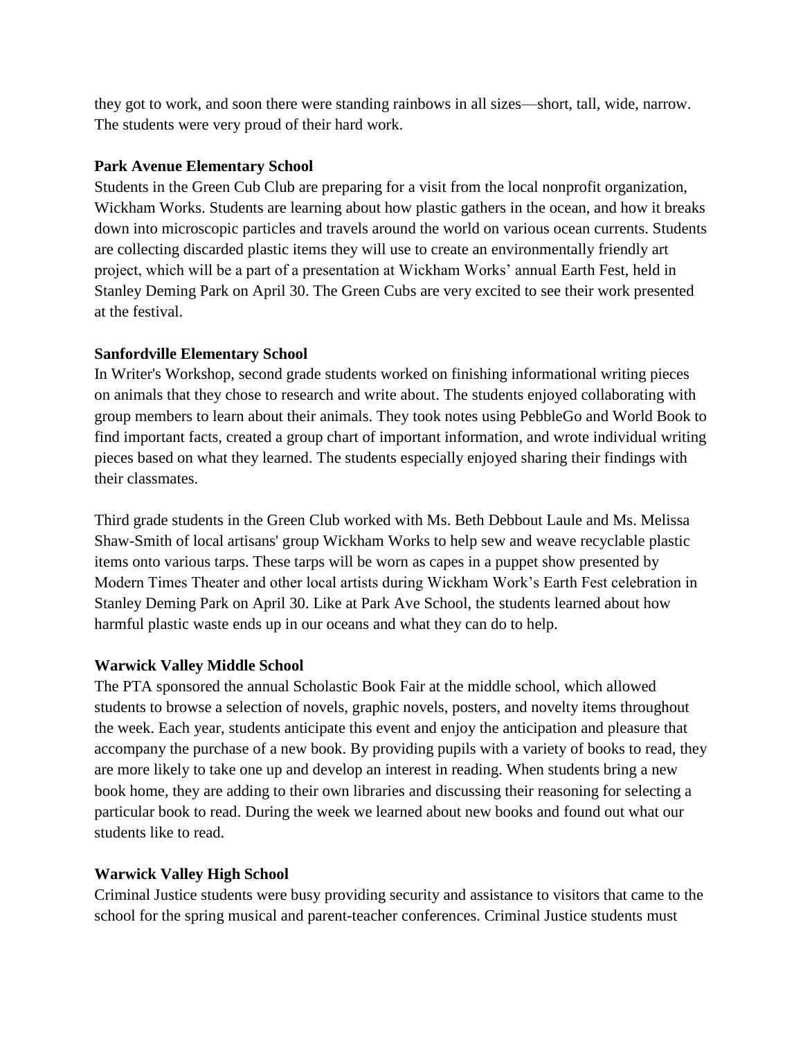they got to work, and soon there were standing rainbows in all sizes—short, tall, wide, narrow. The students were very proud of their hard work.

**Park Avenue Elementary School**

Students in the Green Cub Club are preparing for a visit from the local nonprofit organization, Wickham Works. Students are learning about how plastic gathers in the ocean, and how it breaks down into microscopic particles and travels around the world on various ocean currents. Students are collecting discarded plastic items they will use to create an environmentally friendly art project, which will be a part of a presentation at Wickham Works' annual Earth Fest, held in Stanley Deming Park on April 30. The Green Cubs are very excited to see their work presented at the festival.

**Sanfordville Elementary School**

In Writer's Workshop, second grade students worked on finishing informational writing pieces on animals that they chose to research and write about. The students enjoyed collaborating with group members to learn about their animals. They took notes using PebbleGo and World Book to find important facts, created a group chart of important information, and wrote individual writing pieces based on what they learned. The students especially enjoyed sharing their findings with their classmates.

Third grade students in the Green Club worked with Ms. Beth Debbout Laule and Ms. Melissa Shaw-Smith of local artisans' group Wickham Works to help sew and weave recyclable plastic items onto various tarps. These tarps will be worn as capes in a puppet show presented by Modern Times Theater and other local artists during Wickham Work's Earth Fest celebration in Stanley Deming Park on April 30. Like at Park Ave School, the students learned about how harmful plastic waste ends up in our oceans and what they can do to help.

**Warwick Valley Middle School**

The PTA sponsored the annual Scholastic Book Fair at the middle school, which allowed students to browse a selection of novels, graphic novels, posters, and novelty items throughout the week. Each year, students anticipate this event and enjoy the anticipation and pleasure that accompany the purchase of a new book. By providing pupils with a variety of books to read, they are more likely to take one up and develop an interest in reading. When students bring a new book home, they are adding to their own libraries and discussing their reasoning for selecting a particular book to read. During the week we learned about new books and found out what our students like to read.

**Warwick Valley High School**

Criminal Justice students were busy providing security and assistance to visitors that came to the school for the spring musical and parent-teacher conferences. Criminal Justice students must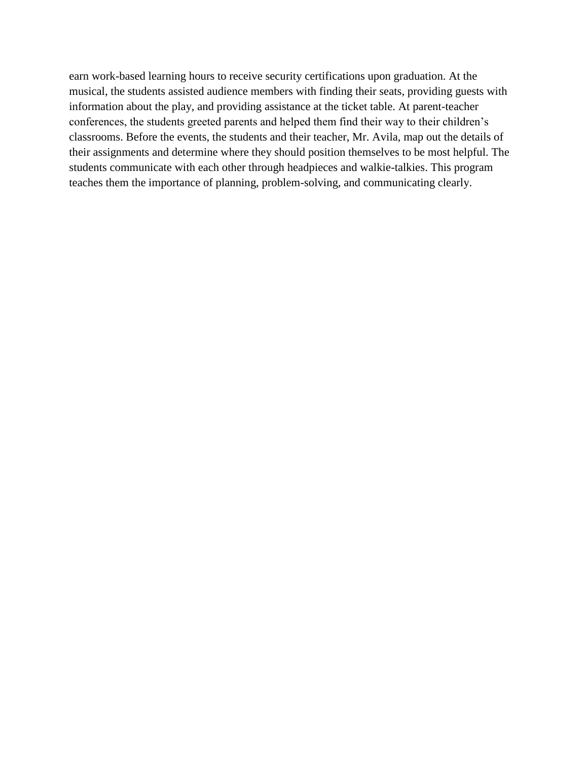earn work-based learning hours to receive security certifications upon graduation. At the musical, the students assisted audience members with finding their seats, providing guests with information about the play, and providing assistance at the ticket table. At parent-teacher conferences, the students greeted parents and helped them find their way to their children's classrooms. Before the events, the students and their teacher, Mr. Avila, map out the details of their assignments and determine where they should position themselves to be most helpful. The students communicate with each other through headpieces and walkie-talkies. This program teaches them the importance of planning, problem-solving, and communicating clearly.